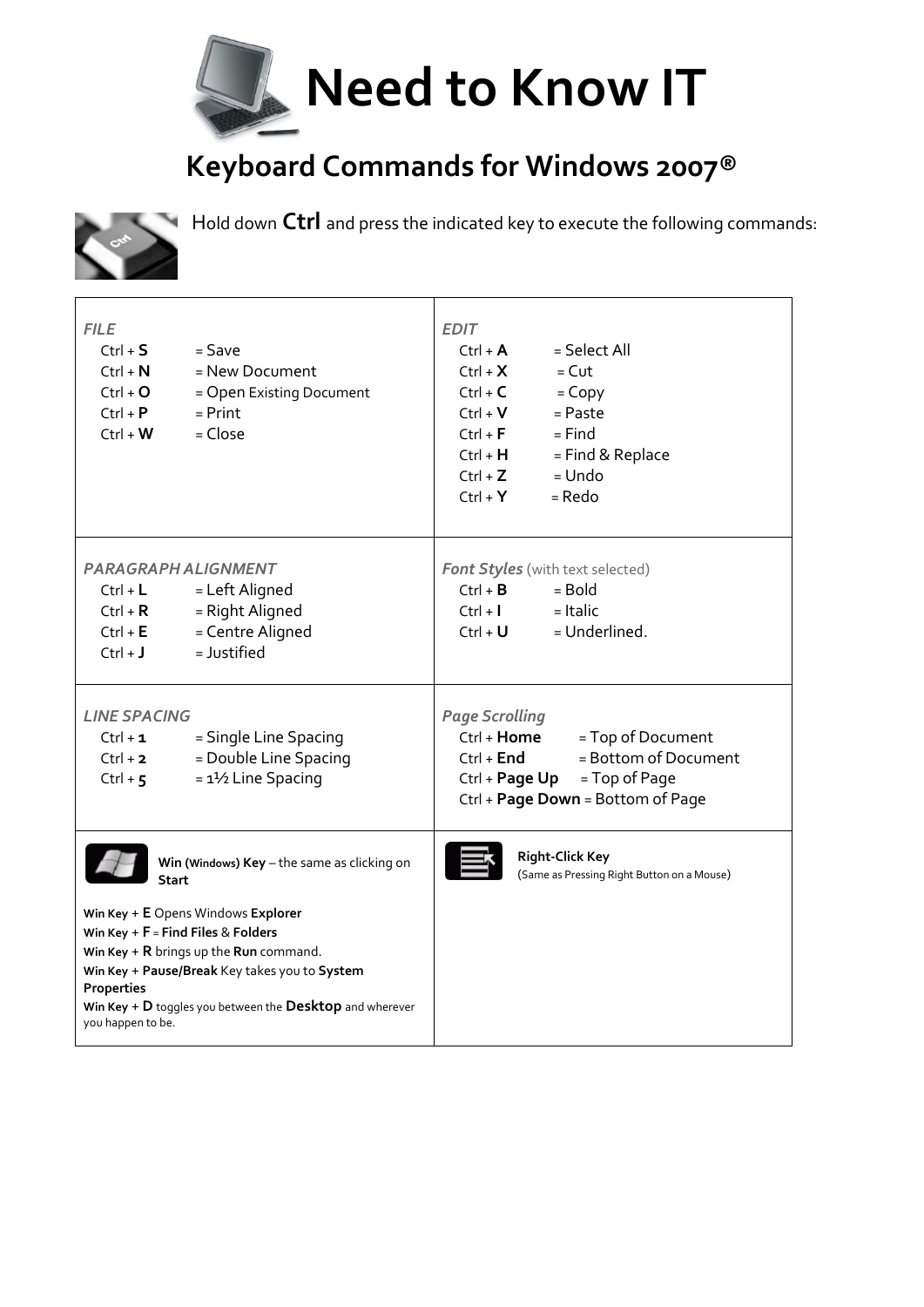# Need to Know IT

## Keyboard Commands for Windows 2007®

Hold down **Ctrl** and press the indicated key to execute the following commands:

| | |
|---|---|
| ***FILE***<br>Ctrl + **S** = Save<br>Ctrl + **N** = New Document<br>Ctrl + **O** = Open Existing Document<br>Ctrl + **P** = Print<br>Ctrl + **W** = Close | ***EDIT***<br>Ctrl + **A** = Select All<br>Ctrl + **X** = Cut<br>Ctrl + **C** = Copy<br>Ctrl + **V** = Paste<br>Ctrl + **F** = Find<br>Ctrl + **H** = Find & Replace<br>Ctrl + **Z** = Undo<br>Ctrl + **Y** = Redo |
| ***PARAGRAPH ALIGNMENT***<br>Ctrl + **L** = Left Aligned<br>Ctrl + **R** = Right Aligned<br>Ctrl + **E** = Centre Aligned<br>Ctrl + **J** = Justified | ***Font Styles*** (with text selected)<br>Ctrl + **B** = Bold<br>Ctrl + **I** = Italic<br>Ctrl + **U** = Underlined. |
| ***LINE SPACING***<br>Ctrl + **1** = Single Line Spacing<br>Ctrl + **2** = Double Line Spacing<br>Ctrl + **5** = 1½ Line Spacing | ***Page Scrolling***<br>Ctrl + **Home** = Top of Document<br>Ctrl + **End** = Bottom of Document<br>Ctrl + **Page Up** = Top of Page<br>Ctrl + **Page Down** = Bottom of Page |
| **Win (Windows) Key** – the same as clicking on **Start**<br><br>**Win Key** + **E** Opens Windows **Explorer**<br>**Win Key** + **F** = **Find Files** & **Folders**<br>**Win Key** + **R** brings up the **Run** command.<br>**Win Key** + **Pause/Break** Key takes you to **System Properties**<br>**Win Key** + **D** toggles you between the **Desktop** and wherever you happen to be. | **Right-Click Key**<br>(Same as Pressing Right Button on a Mouse) |